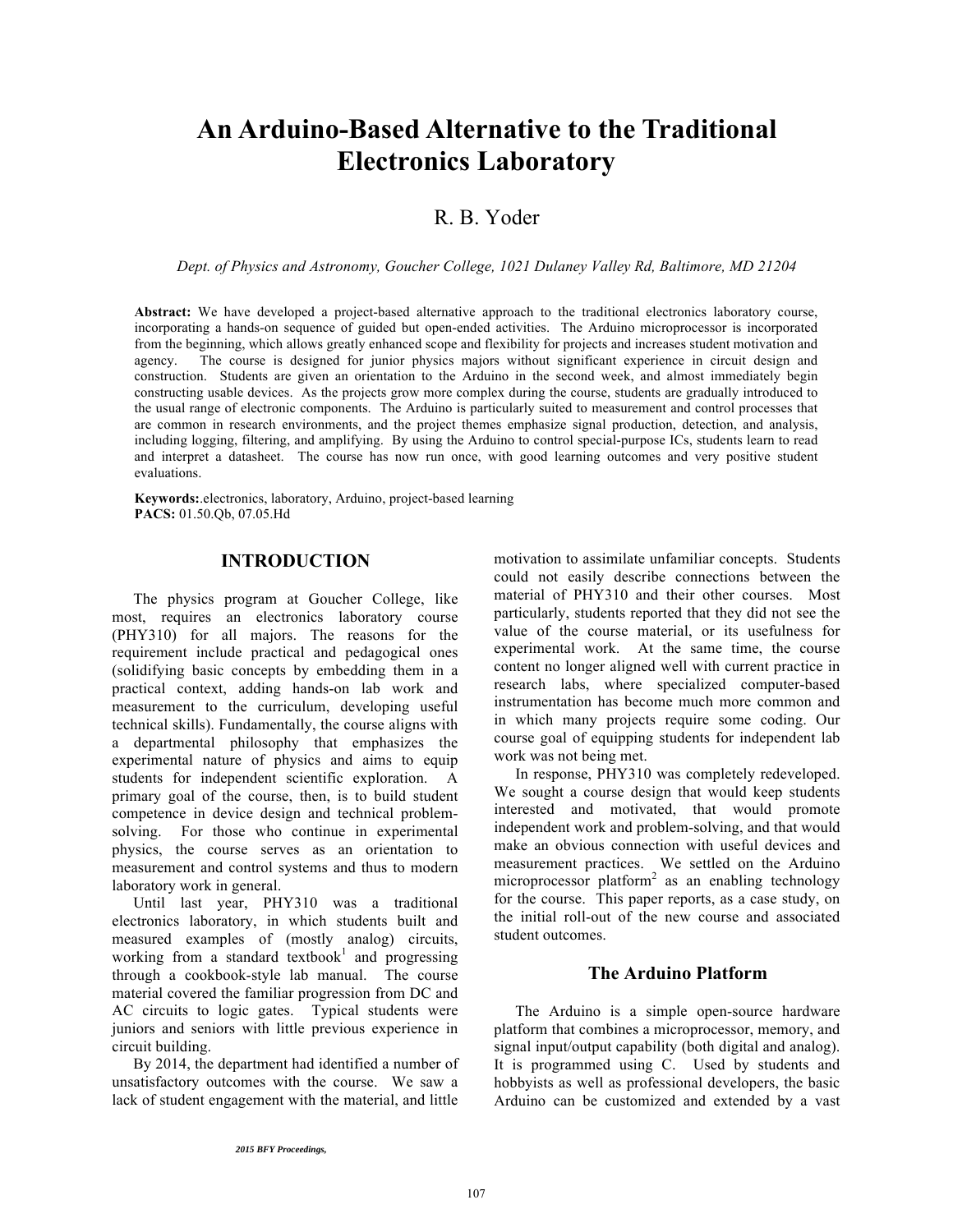# An Arduino-Based Alternative to the Traditional Electronics Laboratory

R. B. Yoder

*Dept. of Physics and Astronomy, Goucher College, 1021 Dulaney Valley Rd, Baltimore, MD 21204*

**Abstract:** We have developed a project-based alternative approach to the traditional electronics laboratory course, incorporating a hands-on sequence of guided but open-ended activities. The Arduino microprocessor is incorporated from the beginning, which allows greatly enhanced scope and flexibility for projects and increases student motivation and agency. The course is designed for junior physics majors without significant experience in circuit design and construction. Students are given an orientation to the Arduino in the second week, and almost immediately begin constructing usable devices. As the projects grow more complex during the course, students are gradually introduced to the usual range of electronic components. The Arduino is particularly suited to measurement and control processes that are common in research environments, and the project themes emphasize signal production, detection, and analysis, including logging, filtering, and amplifying. By using the Arduino to control special-purpose ICs, students learn to read and interpret a datasheet. The course has now run once, with good learning outcomes and very positive student evaluations.

**Keywords:**.electronics, laboratory, Arduino, project-based learning
**PACS:** 01.50.Qb, 07.05.Hd

## INTRODUCTION

The physics program at Goucher College, like most, requires an electronics laboratory course (PHY310) for all majors. The reasons for the requirement include practical and pedagogical ones (solidifying basic concepts by embedding them in a practical context, adding hands-on lab work and measurement to the curriculum, developing useful technical skills). Fundamentally, the course aligns with a departmental philosophy that emphasizes the experimental nature of physics and aims to equip students for independent scientific exploration. A primary goal of the course, then, is to build student competence in device design and technical problem-solving. For those who continue in experimental physics, the course serves as an orientation to measurement and control systems and thus to modern laboratory work in general.

Until last year, PHY310 was a traditional electronics laboratory, in which students built and measured examples of (mostly analog) circuits, working from a standard textbook[1] and progressing through a cookbook-style lab manual. The course material covered the familiar progression from DC and AC circuits to logic gates. Typical students were juniors and seniors with little previous experience in circuit building.

By 2014, the department had identified a number of unsatisfactory outcomes with the course. We saw a lack of student engagement with the material, and little motivation to assimilate unfamiliar concepts. Students could not easily describe connections between the material of PHY310 and their other courses. Most particularly, students reported that they did not see the value of the course material, or its usefulness for experimental work. At the same time, the course content no longer aligned well with current practice in research labs, where specialized computer-based instrumentation has become much more common and in which many projects require some coding. Our course goal of equipping students for independent lab work was not being met.

In response, PHY310 was completely redeveloped. We sought a course design that would keep students interested and motivated, that would promote independent work and problem-solving, and that would make an obvious connection with useful devices and measurement practices. We settled on the Arduino microprocessor platform[2] as an enabling technology for the course. This paper reports, as a case study, on the initial roll-out of the new course and associated student outcomes.

## The Arduino Platform

The Arduino is a simple open-source hardware platform that combines a microprocessor, memory, and signal input/output capability (both digital and analog). It is programmed using C. Used by students and hobbyists as well as professional developers, the basic Arduino can be customized and extended by a vast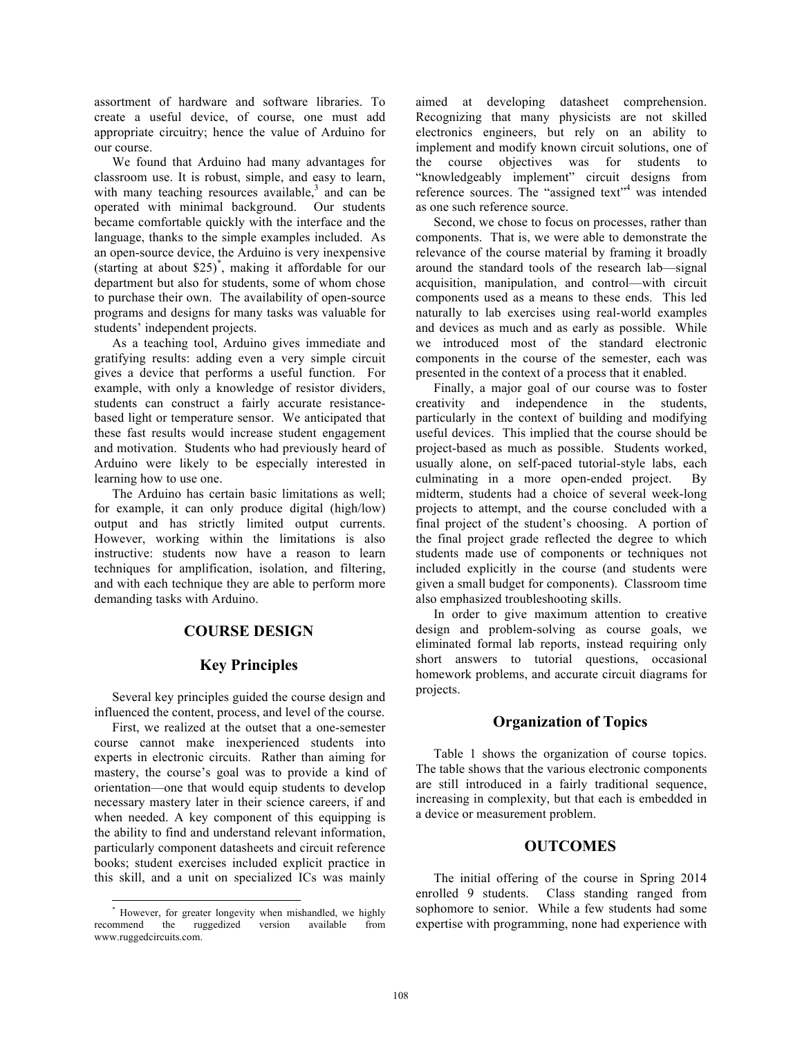assortment of hardware and software libraries. To create a useful device, of course, one must add appropriate circuitry; hence the value of Arduino for our course.

We found that Arduino had many advantages for classroom use. It is robust, simple, and easy to learn, with many teaching resources available,[3] and can be operated with minimal background. Our students became comfortable quickly with the interface and the language, thanks to the simple examples included. As an open-source device, the Arduino is very inexpensive (starting at about $25)[*], making it affordable for our department but also for students, some of whom chose to purchase their own. The availability of open-source programs and designs for many tasks was valuable for students' independent projects.

As a teaching tool, Arduino gives immediate and gratifying results: adding even a very simple circuit gives a device that performs a useful function. For example, with only a knowledge of resistor dividers, students can construct a fairly accurate resistance-based light or temperature sensor. We anticipated that these fast results would increase student engagement and motivation. Students who had previously heard of Arduino were likely to be especially interested in learning how to use one.

The Arduino has certain basic limitations as well; for example, it can only produce digital (high/low) output and has strictly limited output currents. However, working within the limitations is also instructive: students now have a reason to learn techniques for amplification, isolation, and filtering, and with each technique they are able to perform more demanding tasks with Arduino.

## COURSE DESIGN

### Key Principles

Several key principles guided the course design and influenced the content, process, and level of the course.

First, we realized at the outset that a one-semester course cannot make inexperienced students into experts in electronic circuits. Rather than aiming for mastery, the course's goal was to provide a kind of orientation—one that would equip students to develop necessary mastery later in their science careers, if and when needed. A key component of this equipping is the ability to find and understand relevant information, particularly component datasheets and circuit reference books; student exercises included explicit practice in this skill, and a unit on specialized ICs was mainly aimed at developing datasheet comprehension. Recognizing that many physicists are not skilled electronics engineers, but rely on an ability to implement and modify known circuit solutions, one of the course objectives was for students to "knowledgeably implement" circuit designs from reference sources. The "assigned text"[4] was intended as one such reference source.

Second, we chose to focus on processes, rather than components. That is, we were able to demonstrate the relevance of the course material by framing it broadly around the standard tools of the research lab—signal acquisition, manipulation, and control—with circuit components used as a means to these ends. This led naturally to lab exercises using real-world examples and devices as much and as early as possible. While we introduced most of the standard electronic components in the course of the semester, each was presented in the context of a process that it enabled.

Finally, a major goal of our course was to foster creativity and independence in the students, particularly in the context of building and modifying useful devices. This implied that the course should be project-based as much as possible. Students worked, usually alone, on self-paced tutorial-style labs, each culminating in a more open-ended project. By midterm, students had a choice of several week-long projects to attempt, and the course concluded with a final project of the student's choosing. A portion of the final project grade reflected the degree to which students made use of components or techniques not included explicitly in the course (and students were given a small budget for components). Classroom time also emphasized troubleshooting skills.

In order to give maximum attention to creative design and problem-solving as course goals, we eliminated formal lab reports, instead requiring only short answers to tutorial questions, occasional homework problems, and accurate circuit diagrams for projects.

### Organization of Topics

Table 1 shows the organization of course topics. The table shows that the various electronic components are still introduced in a fairly traditional sequence, increasing in complexity, but that each is embedded in a device or measurement problem.

## OUTCOMES

The initial offering of the course in Spring 2014 enrolled 9 students. Class standing ranged from sophomore to senior. While a few students had some expertise with programming, none had experience with

[*] However, for greater longevity when mishandled, we highly recommend the ruggedized version available from www.ruggedcircuits.com.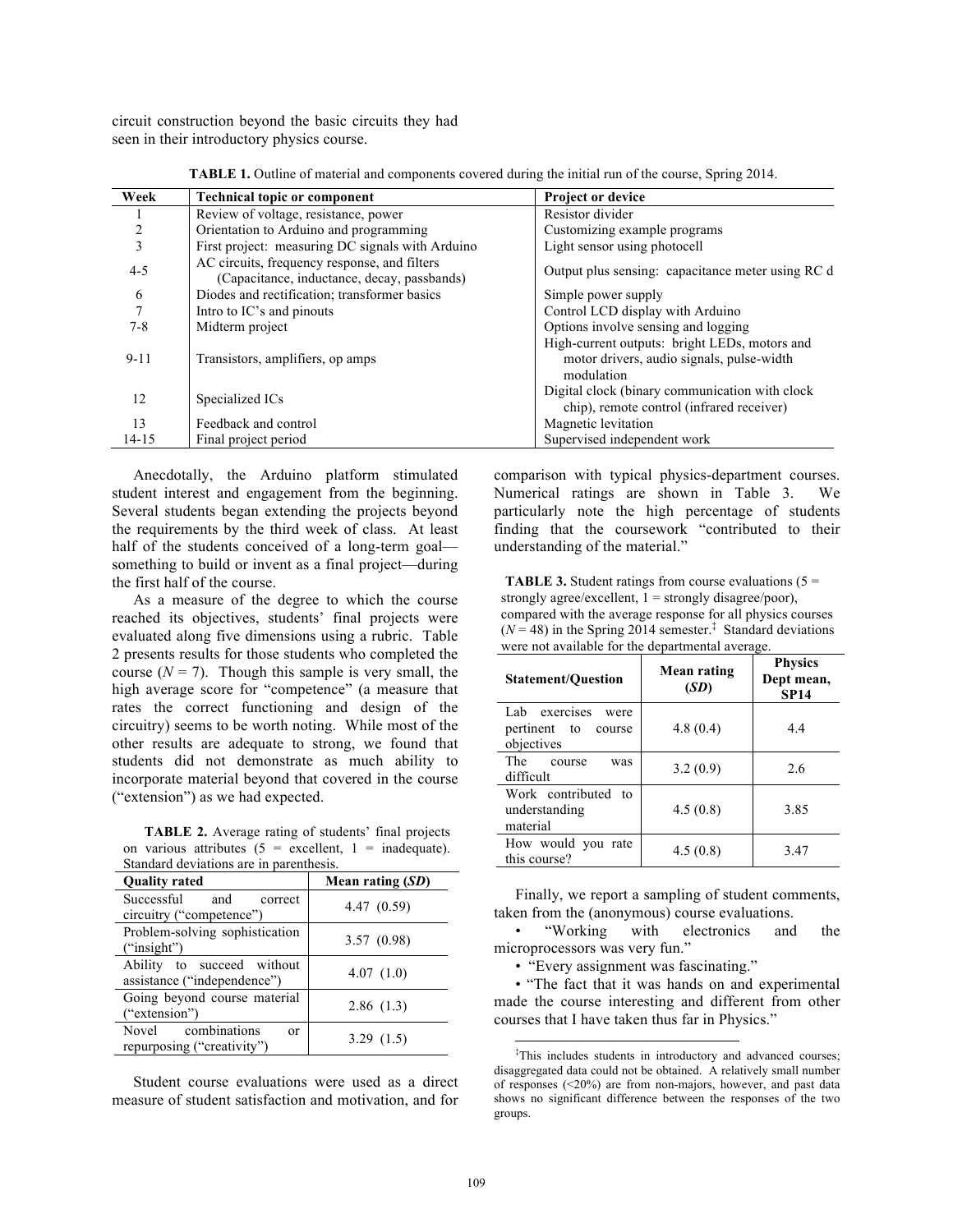circuit construction beyond the basic circuits they had seen in their introductory physics course.

**TABLE 1.** Outline of material and components covered during the initial run of the course, Spring 2014.

| Week | Technical topic or component | Project or device |
|---|---|---|
| 1 | Review of voltage, resistance, power | Resistor divider |
| 2 | Orientation to Arduino and programming | Customizing example programs |
| 3 | First project: measuring DC signals with Arduino | Light sensor using photocell |
| 4-5 | AC circuits, frequency response, and filters (Capacitance, inductance, decay, passbands) | Output plus sensing: capacitance meter using RC d |
| 6 | Diodes and rectification; transformer basics | Simple power supply |
| 7 | Intro to IC's and pinouts | Control LCD display with Arduino |
| 7-8 | Midterm project | Options involve sensing and logging |
| 9-11 | Transistors, amplifiers, op amps | High-current outputs: bright LEDs, motors and motor drivers, audio signals, pulse-width modulation |
| 12 | Specialized ICs | Digital clock (binary communication with clock chip), remote control (infrared receiver) |
| 13 | Feedback and control | Magnetic levitation |
| 14-15 | Final project period | Supervised independent work |

Anecdotally, the Arduino platform stimulated student interest and engagement from the beginning. Several students began extending the projects beyond the requirements by the third week of class. At least half of the students conceived of a long-term goal—something to build or invent as a final project—during the first half of the course.

As a measure of the degree to which the course reached its objectives, students' final projects were evaluated along five dimensions using a rubric. Table 2 presents results for those students who completed the course ($N = 7$). Though this sample is very small, the high average score for "competence" (a measure that rates the correct functioning and design of the circuitry) seems to be worth noting. While most of the other results are adequate to strong, we found that students did not demonstrate as much ability to incorporate material beyond that covered in the course ("extension") as we had expected.

**TABLE 2.** Average rating of students' final projects on various attributes (5 = excellent, 1 = inadequate). Standard deviations are in parenthesis.

| Quality rated | Mean rating (*SD*) |
|---|---|
| Successful and correct circuitry ("competence") | 4.47 (0.59) |
| Problem-solving sophistication ("insight") | 3.57 (0.98) |
| Ability to succeed without assistance ("independence") | 4.07 (1.0) |
| Going beyond course material ("extension") | 2.86 (1.3) |
| Novel combinations or repurposing ("creativity") | 3.29 (1.5) |

Student course evaluations were used as a direct measure of student satisfaction and motivation, and for comparison with typical physics-department courses. Numerical ratings are shown in Table 3. We particularly note the high percentage of students finding that the coursework "contributed to their understanding of the material."

**TABLE 3.** Student ratings from course evaluations (5 = strongly agree/excellent, 1 = strongly disagree/poor), compared with the average response for all physics courses ($N = 48$) in the Spring 2014 semester.[‡] Standard deviations were not available for the departmental average.

| Statement/Question | Mean rating (*SD*) | Physics Dept mean, SP14 |
|---|---|---|
| Lab exercises were pertinent to course objectives | 4.8 (0.4) | 4.4 |
| The course was difficult | 3.2 (0.9) | 2.6 |
| Work contributed to understanding material | 4.5 (0.8) | 3.85 |
| How would you rate this course? | 4.5 (0.8) | 3.47 |

Finally, we report a sampling of student comments, taken from the (anonymous) course evaluations.

- "Working with electronics and the microprocessors was very fun."
- "Every assignment was fascinating."
- "The fact that it was hands on and experimental made the course interesting and different from other courses that I have taken thus far in Physics."

[‡]This includes students in introductory and advanced courses; disaggregated data could not be obtained. A relatively small number of responses (<20%) are from non-majors, however, and past data shows no significant difference between the responses of the two groups.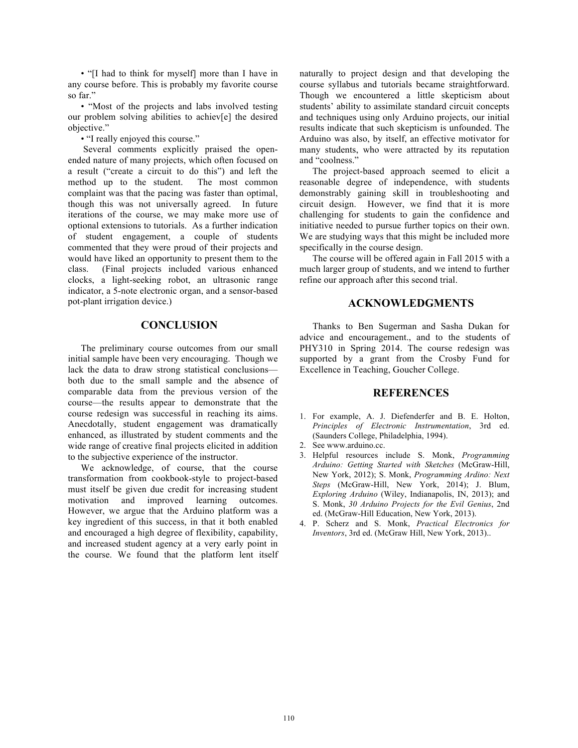• "[I had to think for myself] more than I have in any course before. This is probably my favorite course so far."

• "Most of the projects and labs involved testing our problem solving abilities to achiev[e] the desired objective."

• "I really enjoyed this course."

Several comments explicitly praised the open-ended nature of many projects, which often focused on a result ("create a circuit to do this") and left the method up to the student. The most common complaint was that the pacing was faster than optimal, though this was not universally agreed. In future iterations of the course, we may make more use of optional extensions to tutorials. As a further indication of student engagement, a couple of students commented that they were proud of their projects and would have liked an opportunity to present them to the class. (Final projects included various enhanced clocks, a light-seeking robot, an ultrasonic range indicator, a 5-note electronic organ, and a sensor-based pot-plant irrigation device.)

## CONCLUSION

The preliminary course outcomes from our small initial sample have been very encouraging. Though we lack the data to draw strong statistical conclusions—both due to the small sample and the absence of comparable data from the previous version of the course—the results appear to demonstrate that the course redesign was successful in reaching its aims. Anecdotally, student engagement was dramatically enhanced, as illustrated by student comments and the wide range of creative final projects elicited in addition to the subjective experience of the instructor.

We acknowledge, of course, that the course transformation from cookbook-style to project-based must itself be given due credit for increasing student motivation and improved learning outcomes. However, we argue that the Arduino platform was a key ingredient of this success, in that it both enabled and encouraged a high degree of flexibility, capability, and increased student agency at a very early point in the course. We found that the platform lent itself naturally to project design and that developing the course syllabus and tutorials became straightforward. Though we encountered a little skepticism about students' ability to assimilate standard circuit concepts and techniques using only Arduino projects, our initial results indicate that such skepticism is unfounded. The Arduino was also, by itself, an effective motivator for many students, who were attracted by its reputation and "coolness."

The project-based approach seemed to elicit a reasonable degree of independence, with students demonstrably gaining skill in troubleshooting and circuit design. However, we find that it is more challenging for students to gain the confidence and initiative needed to pursue further topics on their own. We are studying ways that this might be included more specifically in the course design.

The course will be offered again in Fall 2015 with a much larger group of students, and we intend to further refine our approach after this second trial.

## ACKNOWLEDGMENTS

Thanks to Ben Sugerman and Sasha Dukan for advice and encouragement., and to the students of PHY310 in Spring 2014. The course redesign was supported by a grant from the Crosby Fund for Excellence in Teaching, Goucher College.

## REFERENCES

1. For example, A. J. Diefenderfer and B. E. Holton, *Principles of Electronic Instrumentation*, 3rd ed. (Saunders College, Philadelphia, 1994).
2. See www.arduino.cc.
3. Helpful resources include S. Monk, *Programming Arduino: Getting Started with Sketches* (McGraw-Hill, New York, 2012); S. Monk, *Programming Ardino: Next Steps* (McGraw-Hill, New York, 2014); J. Blum, *Exploring Arduino* (Wiley, Indianapolis, IN, 2013); and S. Monk, *30 Arduino Projects for the Evil Genius*, 2nd ed. (McGraw-Hill Education, New York, 2013).
4. P. Scherz and S. Monk, *Practical Electronics for Inventors*, 3rd ed. (McGraw Hill, New York, 2013)..